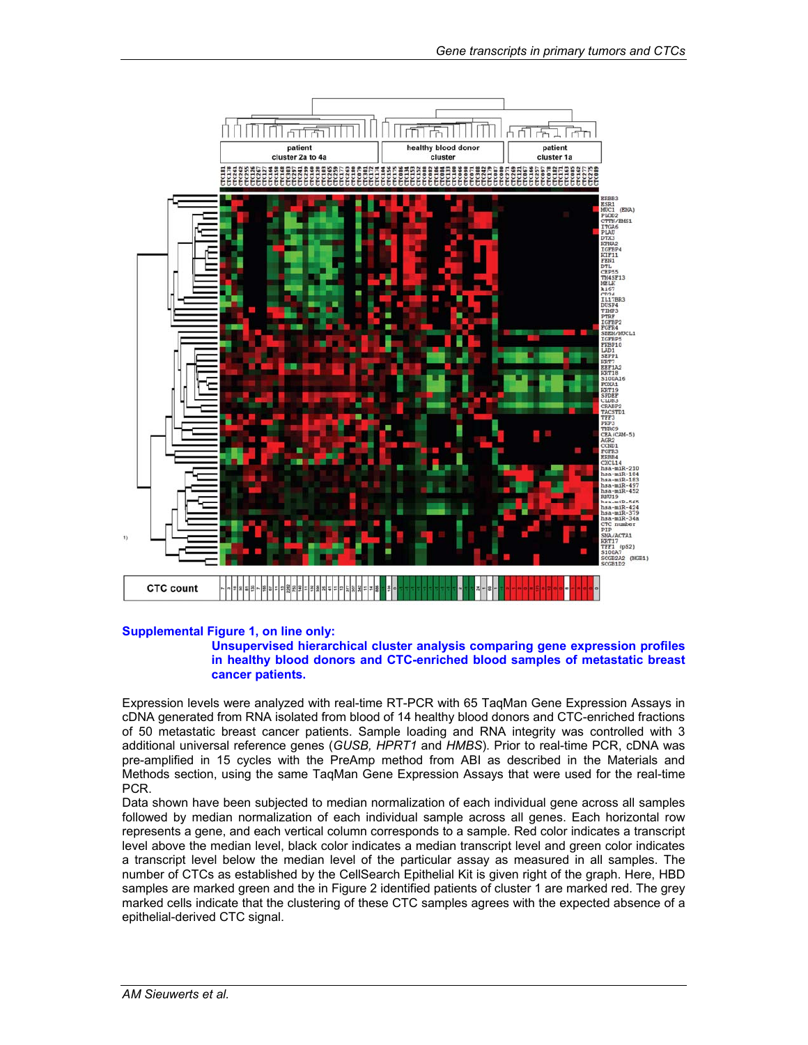**Supplemental Figure 1, on line only:**

**Unsupervised hierarchical cluster analysis comparing gene expression profiles in healthy blood donors and CTC-enriched blood samples of metastatic breast cancer patients.**

Expression levels were analyzed with real-time RT-PCR with 65 TaqMan Gene Expression Assays in cDNA generated from RNA isolated from blood of 14 healthy blood donors and CTC-enriched fractions of 50 metastatic breast cancer patients. Sample loading and RNA integrity was controlled with 3 additional universal reference genes (*GUSB, HPRT1* and *HMBS*). Prior to real-time PCR, cDNA was pre-amplified in 15 cycles with the PreAmp method from ABI as described in the Materials and Methods section, using the same TaqMan Gene Expression Assays that were used for the real-time PCR.

Data shown have been subjected to median normalization of each individual gene across all samples followed by median normalization of each individual sample across all genes. Each horizontal row represents a gene, and each vertical column corresponds to a sample. Red color indicates a transcript level above the median level, black color indicates a median transcript level and green color indicates a transcript level below the median level of the particular assay as measured in all samples. The number of CTCs as established by the CellSearch Epithelial Kit is given right of the graph. Here, HBD samples are marked green and the in Figure 2 identified patients of cluster 1 are marked red. The grey marked cells indicate that the clustering of these CTC samples agrees with the expected absence of a epithelial-derived CTC signal.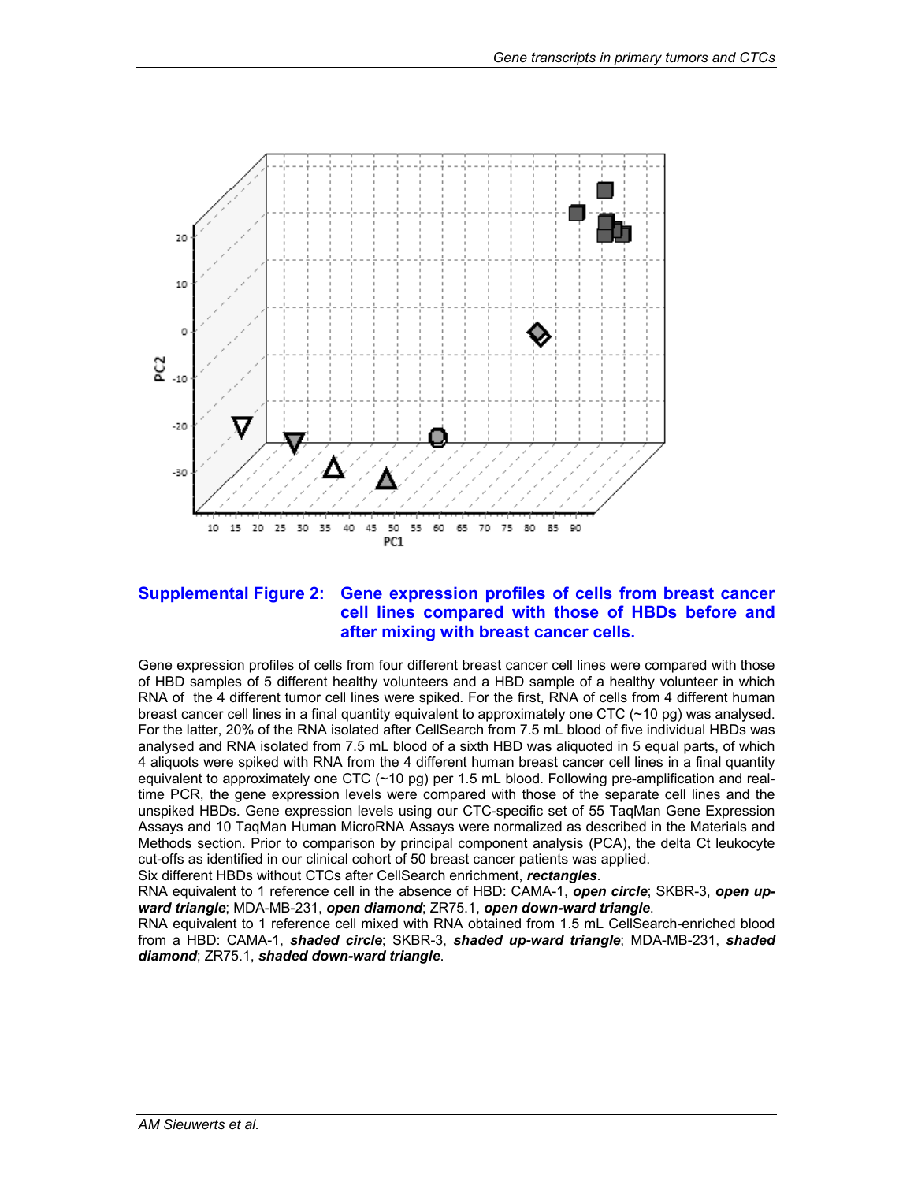**Supplemental Figure 2: Gene expression profiles of cells from breast cancer cell lines compared with those of HBDs before and after mixing with breast cancer cells.**

Gene expression profiles of cells from four different breast cancer cell lines were compared with those of HBD samples of 5 different healthy volunteers and a HBD sample of a healthy volunteer in which RNA of the 4 different tumor cell lines were spiked. For the first, RNA of cells from 4 different human breast cancer cell lines in a final quantity equivalent to approximately one CTC (~10 pg) was analysed. For the latter, 20% of the RNA isolated after CellSearch from 7.5 mL blood of five individual HBDs was analysed and RNA isolated from 7.5 mL blood of a sixth HBD was aliquoted in 5 equal parts, of which 4 aliquots were spiked with RNA from the 4 different human breast cancer cell lines in a final quantity equivalent to approximately one CTC (~10 pg) per 1.5 mL blood. Following pre-amplification and real-time PCR, the gene expression levels were compared with those of the separate cell lines and the unspiked HBDs. Gene expression levels using our CTC-specific set of 55 TaqMan Gene Expression Assays and 10 TaqMan Human MicroRNA Assays were normalized as described in the Materials and Methods section. Prior to comparison by principal component analysis (PCA), the delta Ct leukocyte cut-offs as identified in our clinical cohort of 50 breast cancer patients was applied.
Six different HBDs without CTCs after CellSearch enrichment, ***rectangles***.
RNA equivalent to 1 reference cell in the absence of HBD: CAMA-1, ***open circle***; SKBR-3, ***open up-ward triangle***; MDA-MB-231, ***open diamond***; ZR75.1, ***open down-ward triangle***.
RNA equivalent to 1 reference cell mixed with RNA obtained from 1.5 mL CellSearch-enriched blood from a HBD: CAMA-1, ***shaded circle***; SKBR-3, ***shaded up-ward triangle***; MDA-MB-231, ***shaded diamond***; ZR75.1, ***shaded down-ward triangle***.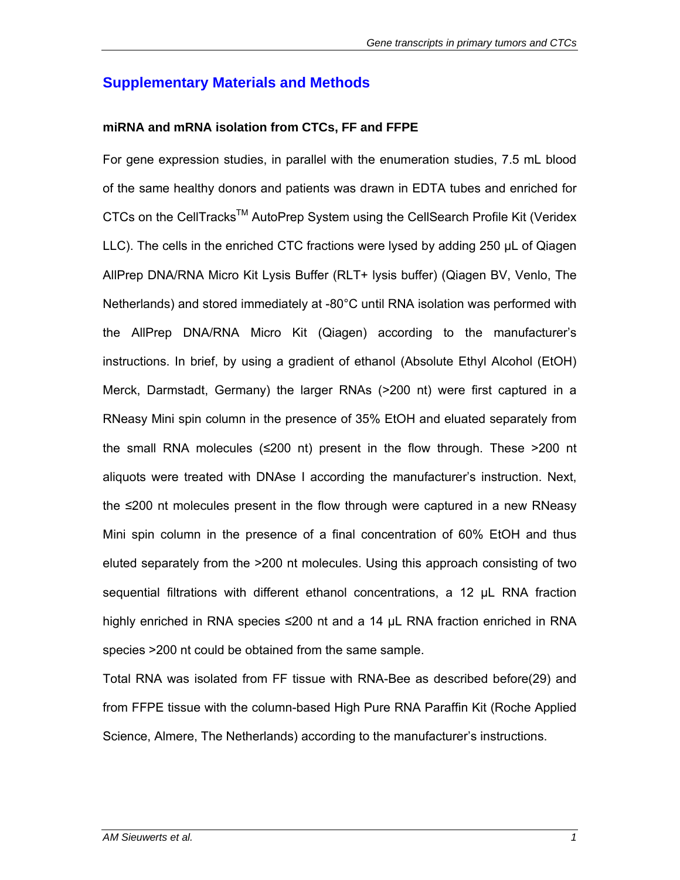## Supplementary Materials and Methods

### miRNA and mRNA isolation from CTCs, FF and FFPE

For gene expression studies, in parallel with the enumeration studies, 7.5 mL blood of the same healthy donors and patients was drawn in EDTA tubes and enriched for CTCs on the CellTracks™ AutoPrep System using the CellSearch Profile Kit (Veridex LLC). The cells in the enriched CTC fractions were lysed by adding 250 µL of Qiagen AllPrep DNA/RNA Micro Kit Lysis Buffer (RLT+ lysis buffer) (Qiagen BV, Venlo, The Netherlands) and stored immediately at -80°C until RNA isolation was performed with the AllPrep DNA/RNA Micro Kit (Qiagen) according to the manufacturer's instructions. In brief, by using a gradient of ethanol (Absolute Ethyl Alcohol (EtOH) Merck, Darmstadt, Germany) the larger RNAs (>200 nt) were first captured in a RNeasy Mini spin column in the presence of 35% EtOH and eluated separately from the small RNA molecules (≤200 nt) present in the flow through. These >200 nt aliquots were treated with DNAse I according the manufacturer's instruction. Next, the ≤200 nt molecules present in the flow through were captured in a new RNeasy Mini spin column in the presence of a final concentration of 60% EtOH and thus eluted separately from the >200 nt molecules. Using this approach consisting of two sequential filtrations with different ethanol concentrations, a 12 µL RNA fraction highly enriched in RNA species ≤200 nt and a 14 µL RNA fraction enriched in RNA species >200 nt could be obtained from the same sample.

Total RNA was isolated from FF tissue with RNA-Bee as described before(29) and from FFPE tissue with the column-based High Pure RNA Paraffin Kit (Roche Applied Science, Almere, The Netherlands) according to the manufacturer's instructions.